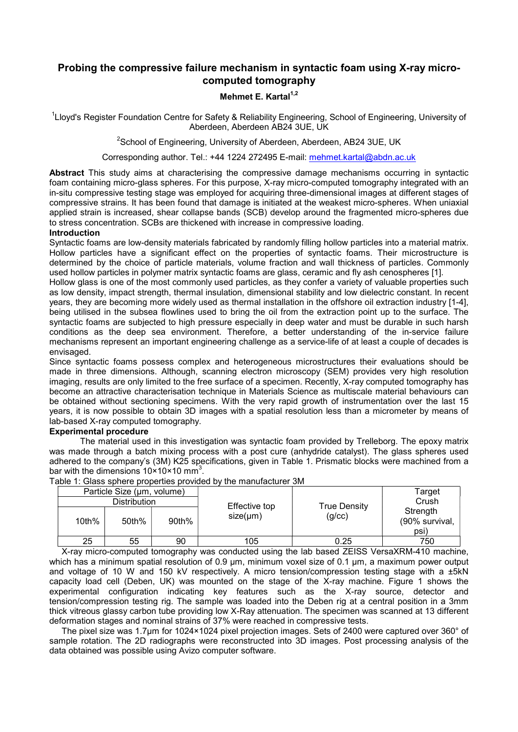# Probing the compressive failure mechanism in syntactic foam using X-ray micro-computed tomography

**Mehmet E. Kartal[1,2]**

[1]Lloyd's Register Foundation Centre for Safety & Reliability Engineering, School of Engineering, University of Aberdeen, Aberdeen AB24 3UE, UK

[2]School of Engineering, University of Aberdeen, Aberdeen, AB24 3UE, UK

Corresponding author. Tel.: +44 1224 272495 E-mail: mehmet.kartal@abdn.ac.uk

**Abstract** This study aims at characterising the compressive damage mechanisms occurring in syntactic foam containing micro-glass spheres. For this purpose, X-ray micro-computed tomography integrated with an in-situ compressive testing stage was employed for acquiring three-dimensional images at different stages of compressive strains. It has been found that damage is initiated at the weakest micro-spheres. When uniaxial applied strain is increased, shear collapse bands (SCB) develop around the fragmented micro-spheres due to stress concentration. SCBs are thickened with increase in compressive loading.

## Introduction

Syntactic foams are low-density materials fabricated by randomly filling hollow particles into a material matrix. Hollow particles have a significant effect on the properties of syntactic foams. Their microstructure is determined by the choice of particle materials, volume fraction and wall thickness of particles. Commonly used hollow particles in polymer matrix syntactic foams are glass, ceramic and fly ash cenospheres [1].

Hollow glass is one of the most commonly used particles, as they confer a variety of valuable properties such as low density, impact strength, thermal insulation, dimensional stability and low dielectric constant. In recent years, they are becoming more widely used as thermal installation in the offshore oil extraction industry [1-4], being utilised in the subsea flowlines used to bring the oil from the extraction point up to the surface. The syntactic foams are subjected to high pressure especially in deep water and must be durable in such harsh conditions as the deep sea environment. Therefore, a better understanding of the in-service failure mechanisms represent an important engineering challenge as a service-life of at least a couple of decades is envisaged.

Since syntactic foams possess complex and heterogeneous microstructures their evaluations should be made in three dimensions. Although, scanning electron microscopy (SEM) provides very high resolution imaging, results are only limited to the free surface of a specimen. Recently, X-ray computed tomography has become an attractive characterisation technique in Materials Science as multiscale material behaviours can be obtained without sectioning specimens. With the very rapid growth of instrumentation over the last 15 years, it is now possible to obtain 3D images with a spatial resolution less than a micrometer by means of lab-based X-ray computed tomography.

## Experimental procedure

The material used in this investigation was syntactic foam provided by Trelleborg. The epoxy matrix was made through a batch mixing process with a post cure (anhydride catalyst). The glass spheres used adhered to the company's (3M) K25 specifications, given in Table 1. Prismatic blocks were machined from a bar with the dimensions 10×10×10 mm$^3$.

Table 1: Glass sphere properties provided by the manufacturer 3M

| Particle Size (µm, volume) | | | Effective top size(µm) | True Density (g/cc) | Target Crush Strength (90% survival, psi) |
|---|---|---|---|---|---|
| Distribution | | | | | |
| 10th% | 50th% | 90th% | | | |
| 25 | 55 | 90 | 105 | 0.25 | 750 |

X-ray micro-computed tomography was conducted using the lab based ZEISS VersaXRM-410 machine, which has a minimum spatial resolution of 0.9 µm, minimum voxel size of 0.1 µm, a maximum power output and voltage of 10 W and 150 kV respectively. A micro tension/compression testing stage with a ±5kN capacity load cell (Deben, UK) was mounted on the stage of the X-ray machine. Figure 1 shows the experimental configuration indicating key features such as the X-ray source, detector and tension/compression testing rig. The sample was loaded into the Deben rig at a central position in a 3mm thick vitreous glassy carbon tube providing low X-Ray attenuation. The specimen was scanned at 13 different deformation stages and nominal strains of 37% were reached in compressive tests.

The pixel size was 1.7µm for 1024×1024 pixel projection images. Sets of 2400 were captured over 360° of sample rotation. The 2D radiographs were reconstructed into 3D images. Post processing analysis of the data obtained was possible using Avizo computer software.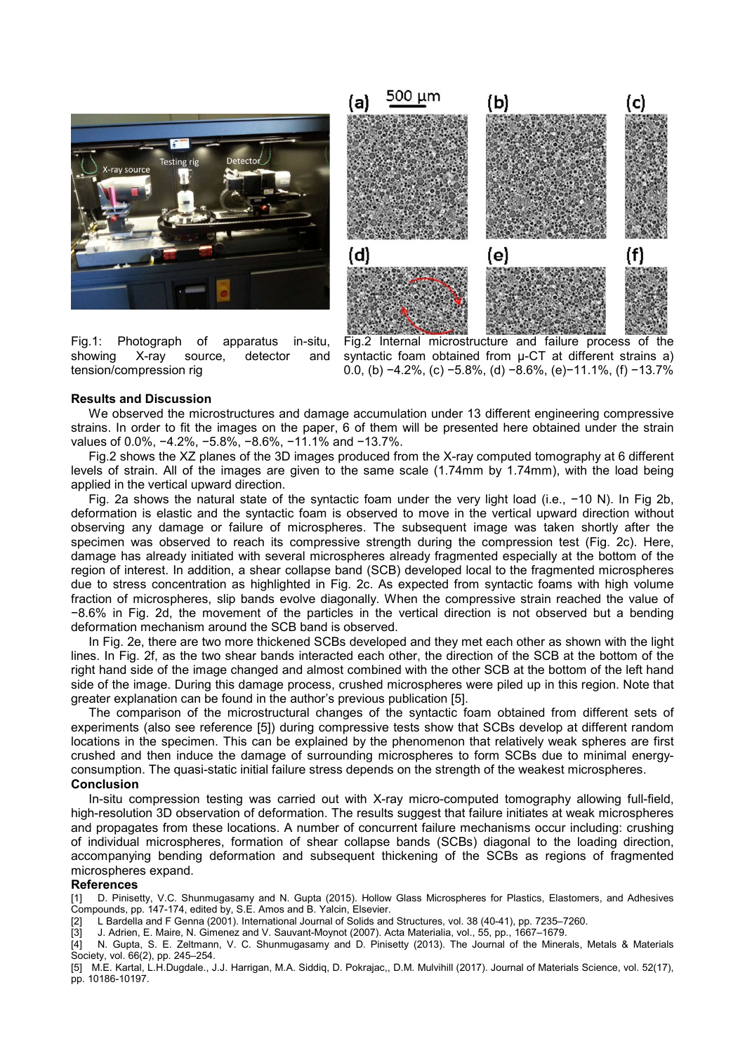X-ray source

Testing rig

Detector

Fig.1: Photograph of apparatus in-situ, showing X-ray source, detector and tension/compression rig

(a) 500 µm (b) (c)

(d) (e) (f)

Fig.2 Internal microstructure and failure process of the syntactic foam obtained from µ-CT at different strains a) 0.0, (b) −4.2%, (c) −5.8%, (d) −8.6%, (e)−11.1%, (f) −13.7%

**Results and Discussion**

We observed the microstructures and damage accumulation under 13 different engineering compressive strains. In order to fit the images on the paper, 6 of them will be presented here obtained under the strain values of 0.0%, −4.2%, −5.8%, −8.6%, −11.1% and −13.7%.

Fig.2 shows the XZ planes of the 3D images produced from the X-ray computed tomography at 6 different levels of strain. All of the images are given to the same scale (1.74mm by 1.74mm), with the load being applied in the vertical upward direction.

Fig. 2a shows the natural state of the syntactic foam under the very light load (i.e., −10 N). In Fig 2b, deformation is elastic and the syntactic foam is observed to move in the vertical upward direction without observing any damage or failure of microspheres. The subsequent image was taken shortly after the specimen was observed to reach its compressive strength during the compression test (Fig. 2c). Here, damage has already initiated with several microspheres already fragmented especially at the bottom of the region of interest. In addition, a shear collapse band (SCB) developed local to the fragmented microspheres due to stress concentration as highlighted in Fig. 2c. As expected from syntactic foams with high volume fraction of microspheres, slip bands evolve diagonally. When the compressive strain reached the value of −8.6% in Fig. 2d, the movement of the particles in the vertical direction is not observed but a bending deformation mechanism around the SCB band is observed.

In Fig. 2e, there are two more thickened SCBs developed and they met each other as shown with the light lines. In Fig. 2f, as the two shear bands interacted each other, the direction of the SCB at the bottom of the right hand side of the image changed and almost combined with the other SCB at the bottom of the left hand side of the image. During this damage process, crushed microspheres were piled up in this region. Note that greater explanation can be found in the author's previous publication [5].

The comparison of the microstructural changes of the syntactic foam obtained from different sets of experiments (also see reference [5]) during compressive tests show that SCBs develop at different random locations in the specimen. This can be explained by the phenomenon that relatively weak spheres are first crushed and then induce the damage of surrounding microspheres to form SCBs due to minimal energy-consumption. The quasi-static initial failure stress depends on the strength of the weakest microspheres.

**Conclusion**

In-situ compression testing was carried out with X-ray micro-computed tomography allowing full-field, high-resolution 3D observation of deformation. The results suggest that failure initiates at weak microspheres and propagates from these locations. A number of concurrent failure mechanisms occur including: crushing of individual microspheres, formation of shear collapse bands (SCBs) diagonal to the loading direction, accompanying bending deformation and subsequent thickening of the SCBs as regions of fragmented microspheres expand.

**References**

[1] D. Pinisetty, V.C. Shunmugasamy and N. Gupta (2015). Hollow Glass Microspheres for Plastics, Elastomers, and Adhesives Compounds, pp. 147-174, edited by, S.E. Amos and B. Yalcin, Elsevier.

[2] L Bardella and F Genna (2001). International Journal of Solids and Structures, vol. 38 (40-41), pp. 7235–7260.

[3] J. Adrien, E. Maire, N. Gimenez and V. Sauvant-Moynot (2007). Acta Materialia, vol., 55, pp., 1667–1679.

[4] N. Gupta, S. E. Zeltmann, V. C. Shunmugasamy and D. Pinisetty (2013). The Journal of the Minerals, Metals & Materials Society, vol. 66(2), pp. 245–254.

[5] M.E. Kartal, L.H.Dugdale., J.J. Harrigan, M.A. Siddiq, D. Pokrajac,, D.M. Mulvihill (2017). Journal of Materials Science, vol. 52(17), pp. 10186-10197.